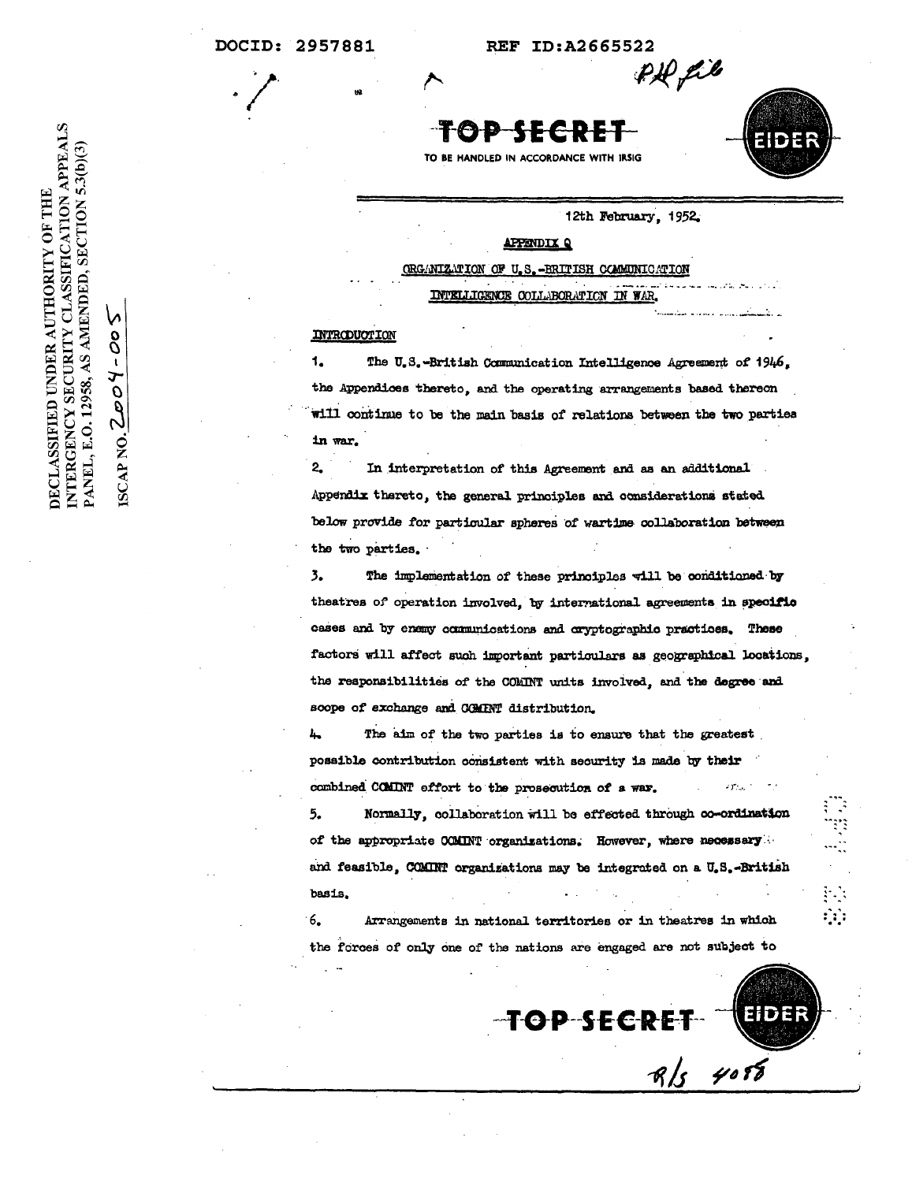DOCID: 2957881 REF ID:A2665522

DECLASSIFIED UNDER AUTHORITY OF THE INTERAGENCY SECURITY CLASSIFICATION APPEALS PANEL, E.O. 12958, AS AMENDED, SECTION 5.3(b)(3)

ISCAP NO. 2004-005

**TOP SECRET**

TO BE HANDLED IN ACCORDANCE WITH IRSIG

EIDER

12th February, 1952.

## APPENDIX Q

## ORGANIZATION OF U.S.-BRITISH COMMUNICATION INTELLIGENCE COLLABORATION IN WAR.

### INTRODUCTION

1. The U.S.-British Communication Intelligence Agreement of 1946, the Appendices thereto, and the operating arrangements based thereon will continue to be the main basis of relations between the two parties in war.

2. In interpretation of this Agreement and as an additional Appendix thereto, the general principles and considerations stated below provide for particular spheres of wartime collaboration between the two parties.

3. The implementation of these principles will be conditioned by theatres of operation involved, by international agreements in specific cases and by enemy communications and cryptographic practices. These factors will affect such important particulars as geographical locations, the responsibilities of the COMINT units involved, and the degree and scope of exchange and COMINT distribution.

4. The aim of the two parties is to ensure that the greatest possible contribution consistent with security is made by their combined COMINT effort to the prosecution of a war.

5. Normally, collaboration will be effected through co-ordination of the appropriate COMINT organizations. However, where necessary and feasible, COMINT organizations may be integrated on a U.S.-British basis.

6. Arrangements in national territories or in theatres in which the forces of only one of the nations are engaged are not subject to

**TOP SECRET** EIDER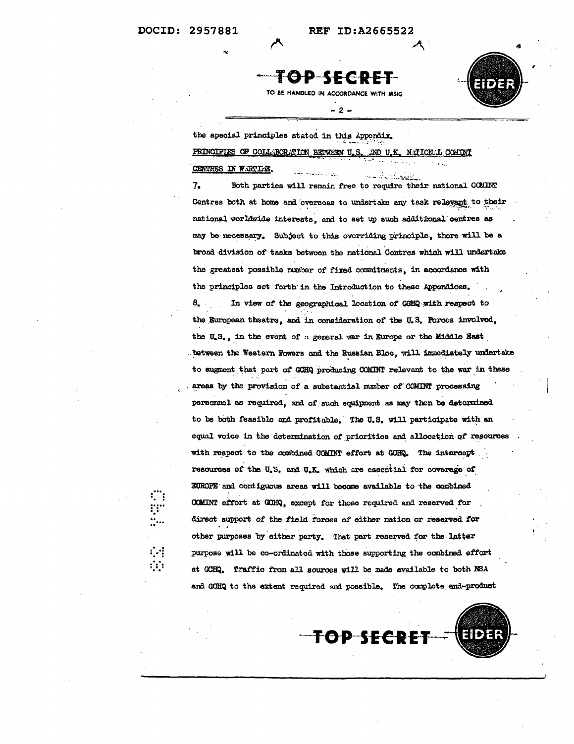the special principles stated in this Appendix.

PRINCIPLES OF COLLABORATION BETWEEN U.S. AND U.K. NATIONAL COMINT CENTRES IN WARTIME.

7. Both parties will remain free to require their national COMINT Centres both at home and overseas to undertake any task relevant to their national worldwide interests, and to set up such additional centres as may be necessary. Subject to this overriding principle, there will be a broad division of tasks between the national Centres which will undertake the greatest possible number of fixed commitments, in accordance with the principles set forth in the Introduction to these Appendices.

8. In view of the geographical location of GCHQ with respect to the European theatre, and in consideration of the U.S. Forces involved, the U.S., in the event of a general war in Europe or the Middle East between the Western Powers and the Russian Bloc, will immediately undertake to augment that part of GCHQ producing COMINT relevant to the war in these areas by the provision of a substantial number of COMINT processing personnel as required, and of such equipment as may then be determined to be both feasible and profitable. The U.S. will participate with an equal voice in the determination of priorities and allocation of resources with respect to the combined COMINT effort at GCHQ. The intercept resources of the U.S. and U.K. which are essential for coverage of EUROPE and contiguous areas will become available to the combined COMINT effort at GCHQ, except for those required and reserved for direct support of the field forces of either nation or reserved for other purposes by either party. That part reserved for the latter purpose will be co-ordinated with those supporting the combined effort at GCHQ. Traffic from all sources will be made available to both NSA and GCHQ to the extent required and possible. The complete end-product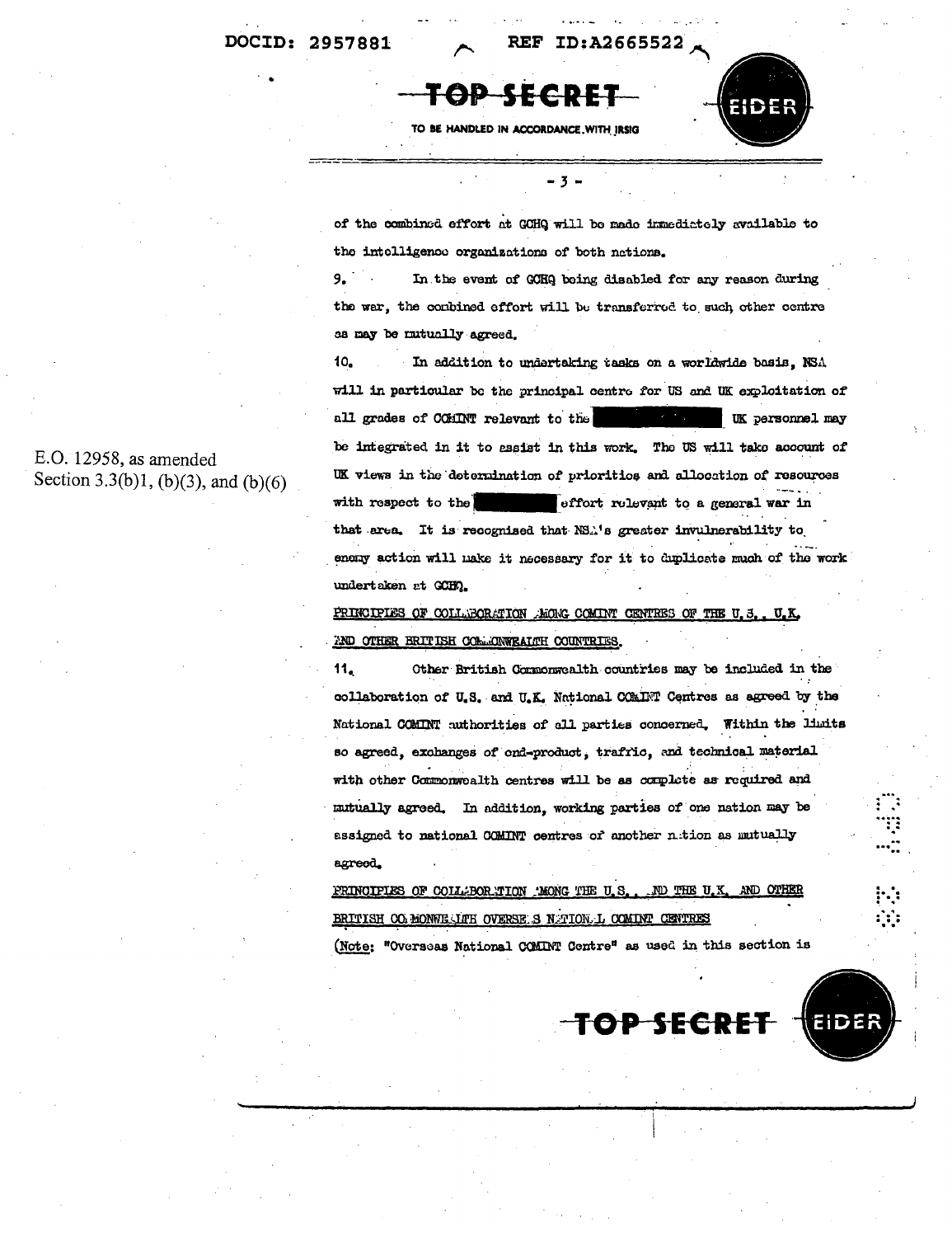of the combined effort at GCHQ will be made immediately available to the intelligence organizations of both nations.

9. In the event of GCHQ being disabled for any reason during the war, the combined effort will be transferred to such other centre as may be mutually agreed.

10. In addition to undertaking tasks on a worldwide basis, NSA will in particular be the principal centre for US and UK exploitation of all grades of COMINT relevant to the [REDACTED] UK personnel may be integrated in it to assist in this work. The US will take account of UK views in the determination of priorities and allocation of resources with respect to the [REDACTED] effort relevant to a general war in that area. It is recognised that NSA's greater invulnerability to enemy action will make it necessary for it to duplicate much of the work undertaken at GCHQ.

E.O. 12958, as amended
Section 3.3(b)1, (b)(3), and (b)(6)

PRINCIPLES OF COLLABORATION AMONG COMINT CENTRES OF THE U.S., U.K. AND OTHER BRITISH COMMONWEALTH COUNTRIES.

11. Other British Commonwealth countries may be included in the collaboration of U.S. and U.K. National COMINT Centres as agreed by the National COMINT authorities of all parties concerned. Within the limits so agreed, exchanges of end-product, traffic, and technical material with other Commonwealth centres will be as complete as required and mutually agreed. In addition, working parties of one nation may be assigned to national COMINT centres of another nation as mutually agreed.

PRINCIPLES OF COLLABORATION AMONG THE U.S., AND THE U.K. AND OTHER BRITISH COMMONWEALTH OVERSEAS NATIONAL COMINT CENTRES

(Note: "Overseas National COMINT Centre" as used in this section is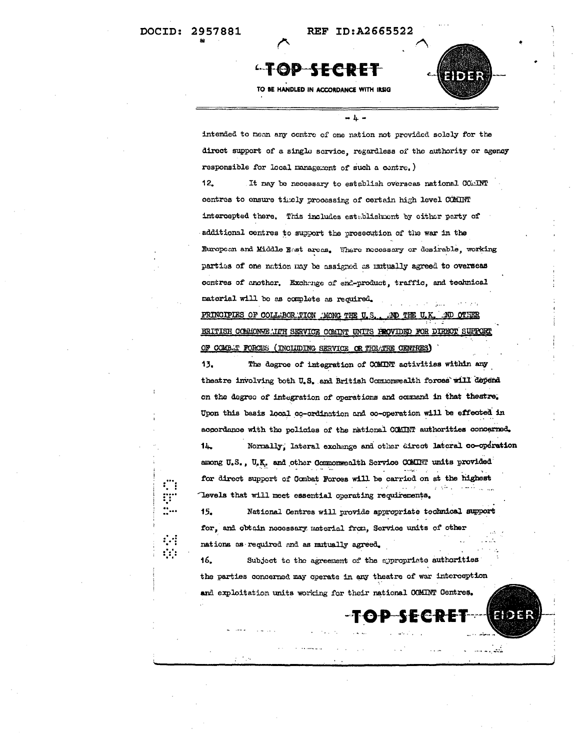intended to mean any centre of one nation not provided solely for the direct support of a single service, regardless of the authority or agency responsible for local management of such a centre.)

12. It may be necessary to establish overseas national COMINT centres to ensure timely processing of certain high level COMINT intercepted there. This includes establishment by either party of additional centres to support the prosecution of the war in the European and Middle East areas. Where necessary or desirable, working parties of one nation may be assigned as mutually agreed to overseas centres of another. Exchange of end-product, traffic, and technical material will be as complete as required.

PRINCIPLES OF COLLABORATION AMONG THE U.S. AND THE U.K. AND OTHER BRITISH COMMONWEALTH SERVICE COMINT UNITS PROVIDED FOR DIRECT SUPPORT OF COMBAT FORCES (INCLUDING SERVICE OR THEATRE CENTRES)

13. The degree of integration of COMINT activities within any theatre involving both U.S. and British Commonwealth forces will depend on the degree of integration of operations and command in that theatre. Upon this basis local co-ordination and co-operation will be effected in accordance with the policies of the national COMINT authorities concerned.

14. Normally, lateral exchange and other direct lateral co-operation among U.S., U.K. and other Commonwealth Service COMINT units provided for direct support of Combat Forces will be carried on at the highest levels that will meet essential operating requirements.

15. National Centres will provide appropriate technical support for, and obtain necessary material from, Service units of other nations as required and as mutually agreed.

16. Subject to the agreement of the appropriate authorities the parties concerned may operate in any theatre of war interception and exploitation units working for their national COMINT Centres.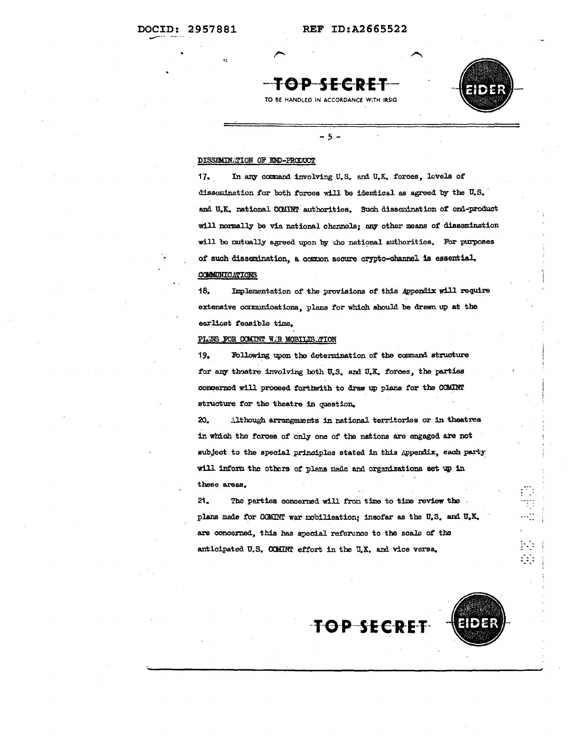DISSEMINATION OF END-PRODUCT

17. In any command involving U.S. and U.K. forces, levels of dissemination for both forces will be identical as agreed by the U.S. and U.K. national COMINT authorities. Such dissemination of end-product will normally be via national channels; any other means of dissemination will be mutually agreed upon by the national authorities. For purposes of such dissemination, a common secure crypto-channel is essential.

COMMUNICATIONS

18. Implementation of the provisions of this Appendix will require extensive communications, plans for which should be drawn up at the earliest feasible time.

PLANS FOR COMINT WAR MOBILISATION

19. Following upon the determination of the command structure for any theatre involving both U.S. and U.K. forces, the parties concerned will proceed forthwith to draw up plans for the COMINT structure for the theatre in question.

20. Although arrangements in national territories or in theatres in which the forces of only one of the nations are engaged are not subject to the special principles stated in this Appendix, each party will inform the others of plans made and organizations set up in these areas.

21. The parties concerned will from time to time review the plans made for COMINT war mobilisation; insofar as the U.S. and U.K. are concerned, this has special reference to the scale of the anticipated U.S. COMINT effort in the U.K. and vice versa.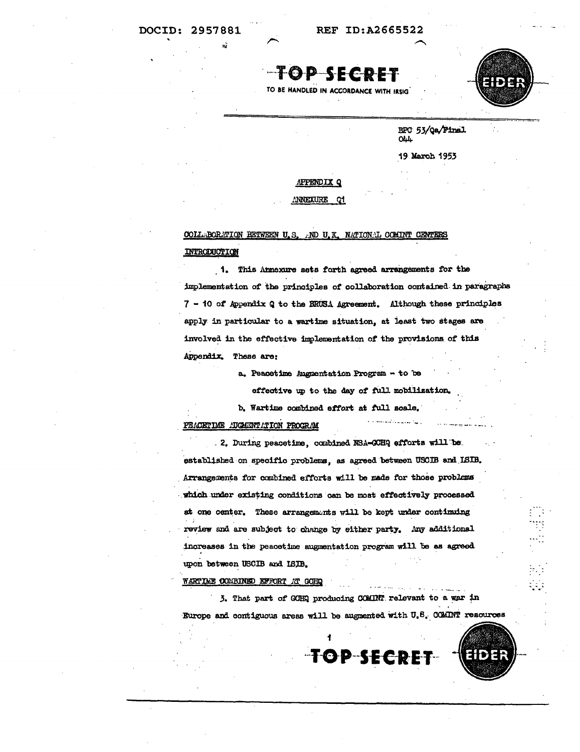DOCID: 2957881 REF ID:A2665522

TOP SECRET

TO BE HANDLED IN ACCORDANCE WITH IRSIG

EIDER

BPC 53/Qa/Final
044

19 March 1953

APPENDIX Q

ANNEXURE Q1

COLLABORATION BETWEEN U.S. AND U.K. NATIONAL COMINT CENTERS

INTRODUCTION

1. This Annexure sets forth agreed arrangements for the implementation of the principles of collaboration contained in paragraphs 7 - 10 of Appendix Q to the BRUSA Agreement. Although these principles apply in particular to a wartime situation, at least two stages are involved in the effective implementation of the provisions of this Appendix. These are:

a. Peacetime Augmentation Program - to be effective up to the day of full mobilization.

b. Wartime combined effort at full scale.

PEACETIME AUGMENTATION PROGRAM

2. During peacetime, combined NSA-GCHQ efforts will be established on specific problems, as agreed between USCIB and LSIB. Arrangements for combined efforts will be made for those problems which under existing conditions can be most effectively processed at one center. These arrangements will be kept under continuing review and are subject to change by either party. Any additional increases in the peacetime augmentation program will be as agreed upon between USCIB and LSIB.

WARTIME COMBINED EFFORT AT GCHQ

3. That part of GCHQ producing COMINT relevant to a war in Europe and contiguous areas will be augmented with U.S. COMINT resources

TOP SECRET

EIDER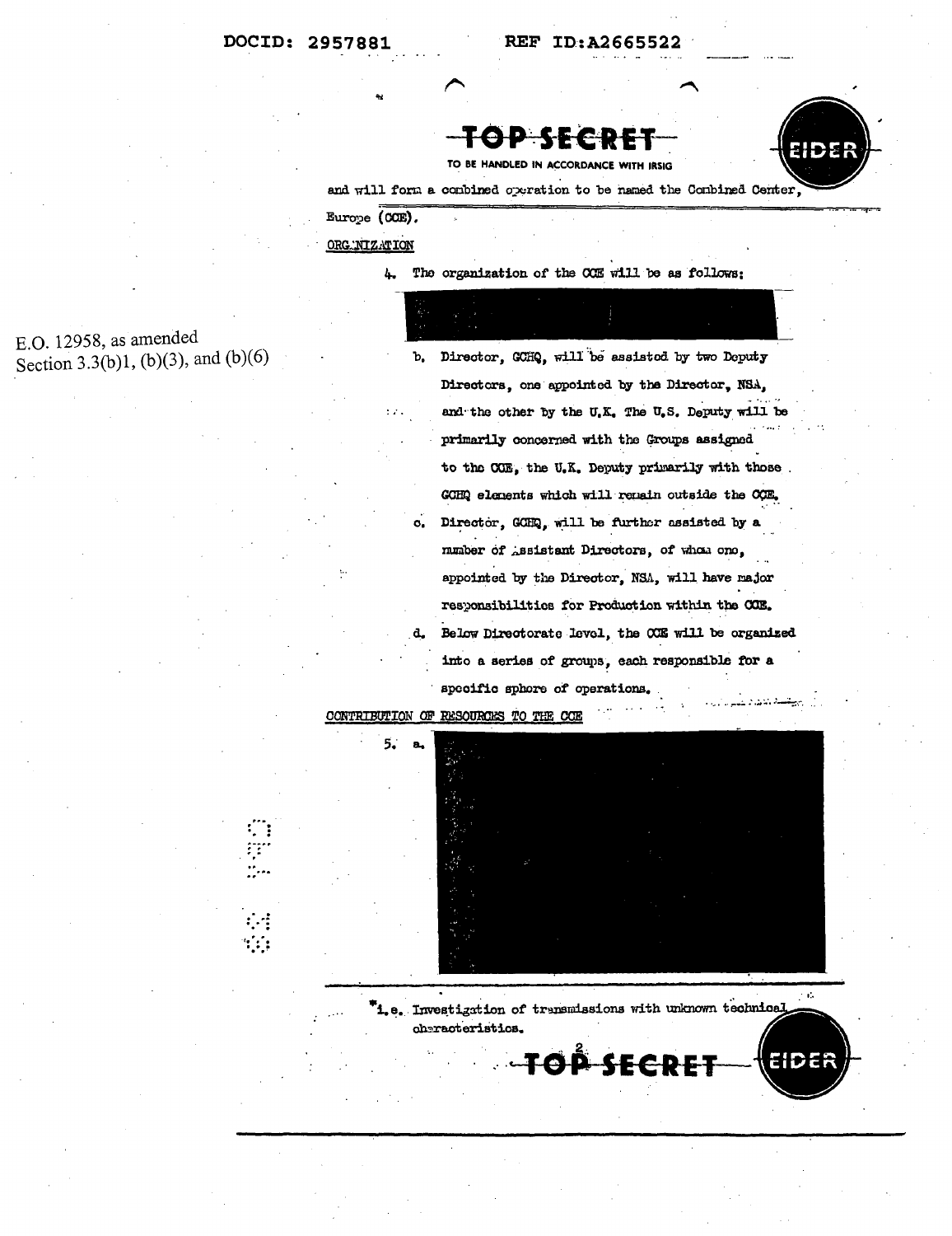TOP SECRET

TO BE HANDLED IN ACCORDANCE WITH IRSIG

EIDER

and will form a combined operation to be named the Combined Center, Europe (CCE).

ORGANIZATION

4. The organization of the CCE will be as follows:

E.O. 12958, as amended
Section 3.3(b)1, (b)(3), and (b)(6)

b. Director, GCHQ, will be assisted by two Deputy Directors, one appointed by the Director, NSA, and the other by the U.K. The U.S. Deputy will be primarily concerned with the Groups assigned to the CCE, the U.K. Deputy primarily with those GCHQ elements which will remain outside the CCE.

c. Director, GCHQ, will be further assisted by a number of Assistant Directors, of whom one, appointed by the Director, NSA, will have major responsibilities for Production within the CCE.

d. Below Directorate level, the CCE will be organized into a series of groups, each responsible for a specific sphere of operations.

CONTRIBUTION OF RESOURCES TO THE CCE

5. a.

*i.e. Investigation of transmissions with unknown technical characteristics.

TOP SECRET

EIDER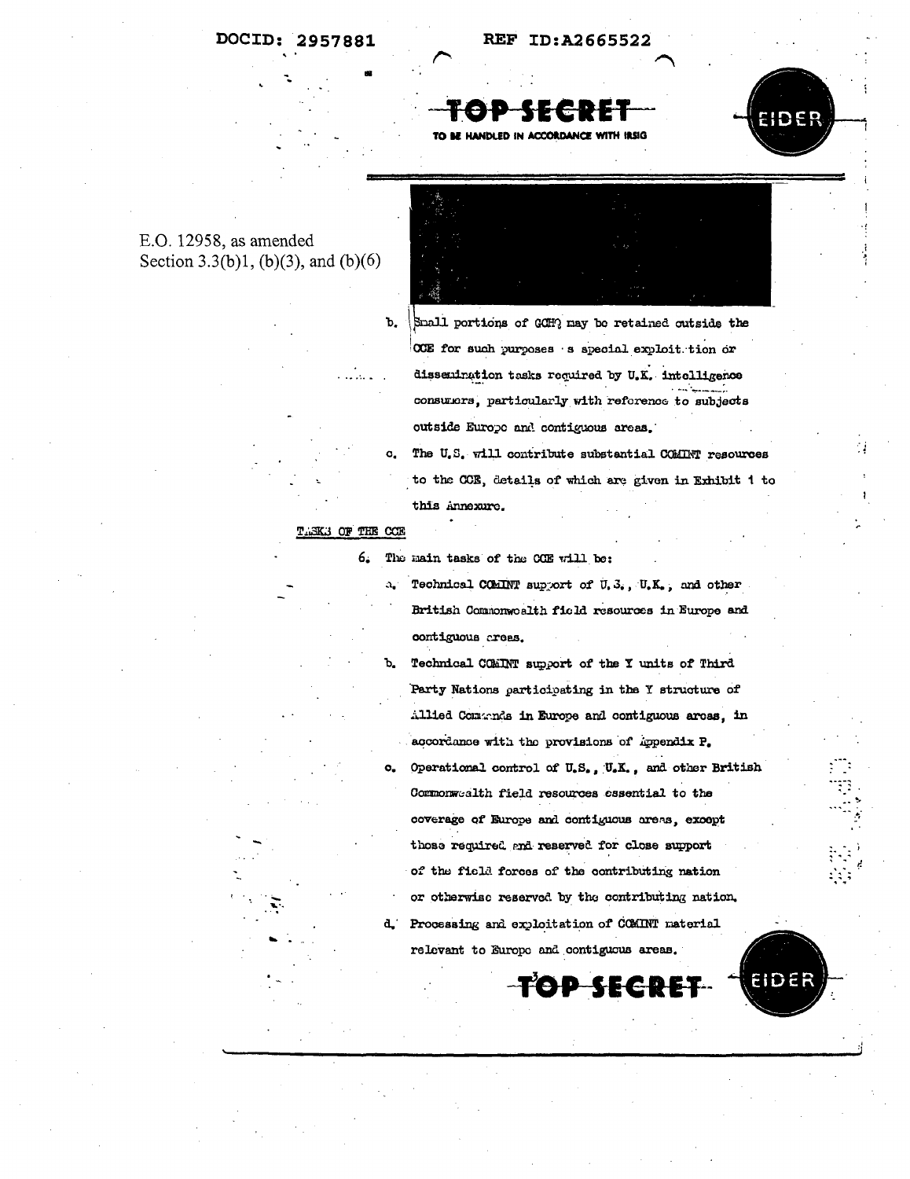E.O. 12958, as amended
Section 3.3(b)1, (b)(3), and (b)(6)

b. Small portions of GCHQ may be retained outside the CCE for such purposes as special exploitation or dissemination tasks required by U.K. intelligence consumers, particularly with reference to subjects outside Europe and contiguous areas.

c. The U.S. will contribute substantial COMINT resources to the CCE, details of which are given in Exhibit 1 to this Annexure.

TASKS OF THE CCE

6. The main tasks of the CCE will be:

a. Technical COMINT support of U.S., U.K., and other British Commonwealth field resources in Europe and contiguous areas.

b. Technical COMINT support of the Y units of Third Party Nations participating in the Y structure of Allied Commands in Europe and contiguous areas, in accordance with the provisions of Appendix P.

c. Operational control of U.S., U.K., and other British Commonwealth field resources essential to the coverage of Europe and contiguous areas, except those required and reserved for close support of the field forces of the contributing nation or otherwise reserved by the contributing nation.

d. Processing and exploitation of COMINT material relevant to Europe and contiguous areas.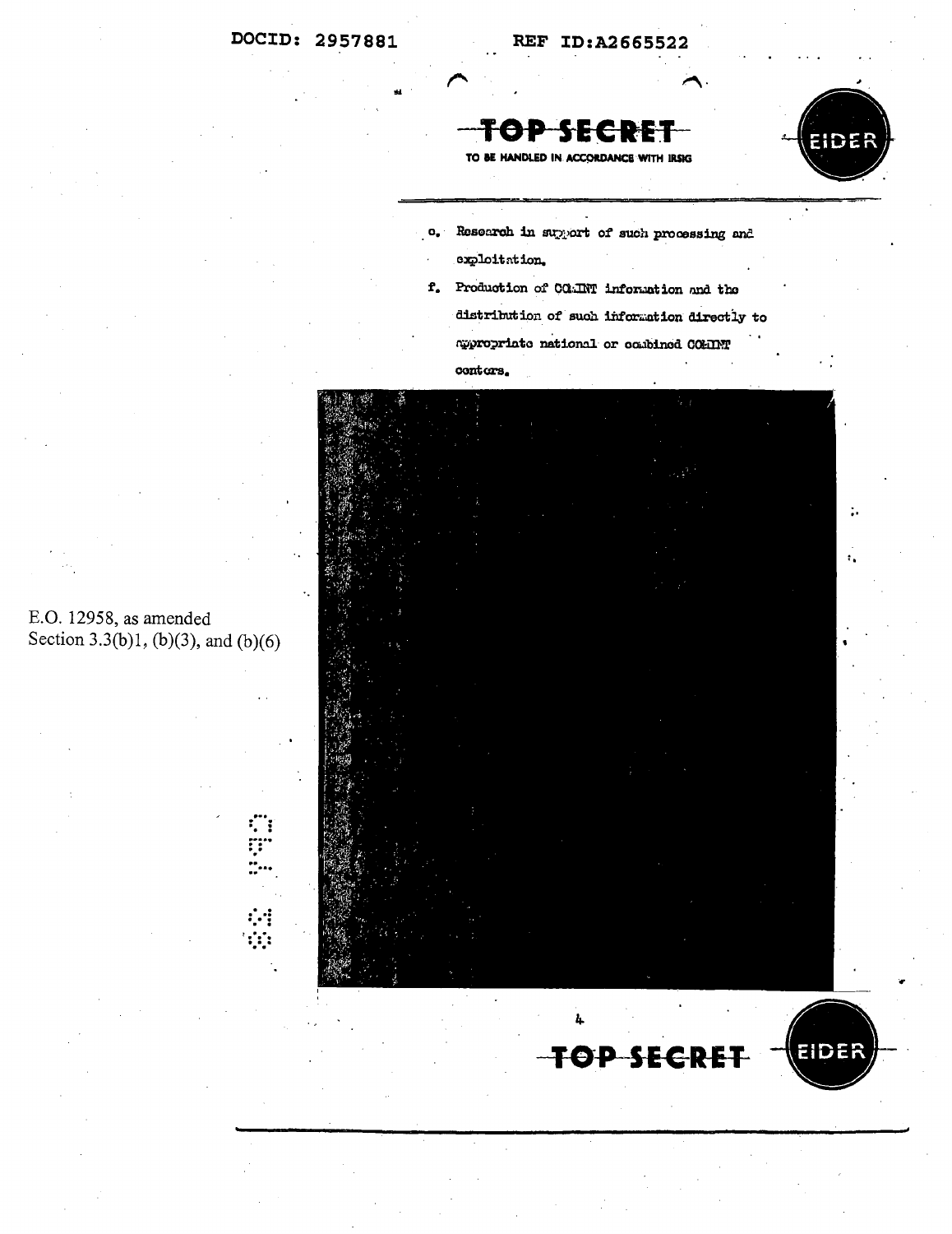e. Research in support of such processing and exploitation.

f. Production of COMINT information and the distribution of such information directly to appropriate national or combined COMINT centers.

E.O. 12958, as amended
Section 3.3(b)1, (b)(3), and (b)(6)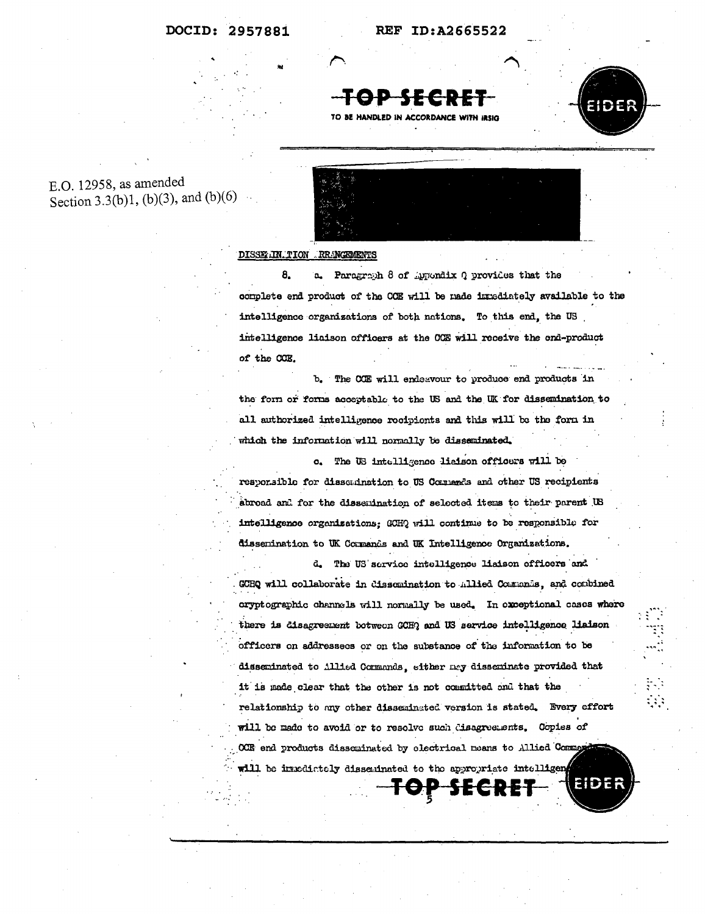DOCID: 2957881 REF ID:A2665522

TOP SECRET

TO BE HANDLED IN ACCORDANCE WITH IRSIG

EIDER

E.O. 12958, as amended
Section 3.3(b)1, (b)(3), and (b)(6)

DISSEMINATION ARRANGEMENTS

8. a. Paragraph 8 of Appendix Q provides that the complete end product of the OCE will be made immediately available to the intelligence organizations of both nations. To this end, the US intelligence liaison officers at the OCE will receive the end-product of the OCE.

b. The OCE will endeavour to produce end products in the form or forms acceptable to the US and the UK for dissemination to all authorized intelligence recipients and this will be the form in which the information will normally be disseminated.

c. The US intelligence liaison officers will be responsible for dissemination to US Commands and other US recipients abroad and for the dissemination of selected items to their parent US intelligence organizations; GCHQ will continue to be responsible for dissemination to UK Commands and UK Intelligence Organizations.

d. The US service intelligence liaison officers and GCHQ will collaborate in dissemination to Allied Commands, and combined cryptographic channels will normally be used. In exceptional cases where there is disagreement between GCHQ and US service intelligence liaison officers on addressees or on the substance of the information to be disseminated to Allied Commands, either may disseminate provided that it is made clear that the other is not committed and that the relationship to any other disseminated version is stated. Every effort will be made to avoid or to resolve such disagreements. Copies of OCE end products disseminated by electrical means to Allied Commands will be immediately disseminated to the appropriate intelligen

TOP SECRET

EIDER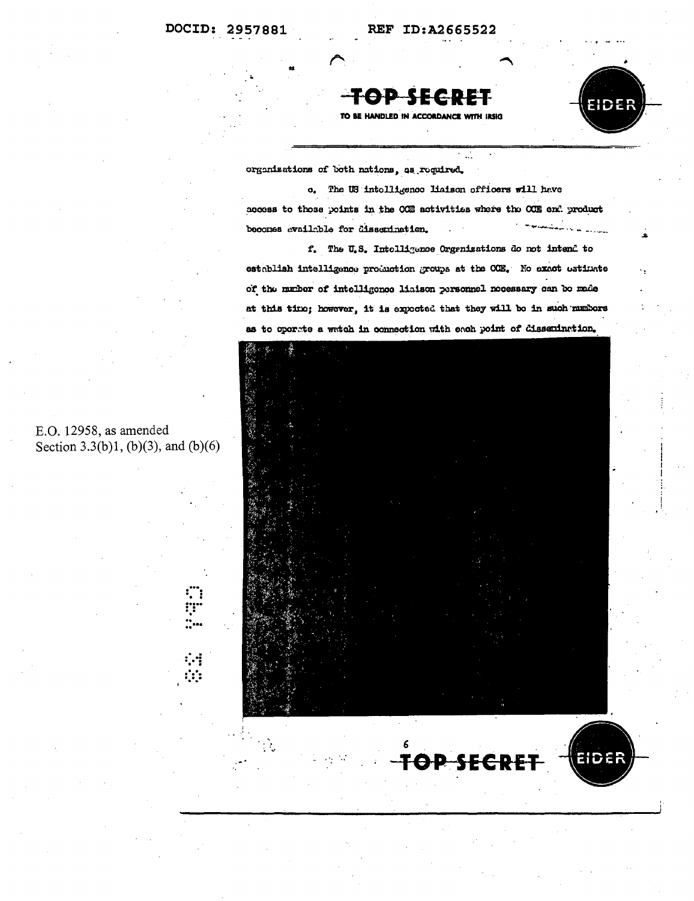organizations of both nations, as required.

e. The US intelligence liaison officers will have access to those points in the CCE activities where the CCE end product becomes available for dissemination.

f. The U.S. Intelligence Organizations do not intend to establish intelligence production groups at the CCE. No exact estimate of the number of intelligence liaison personnel necessary can be made at this time; however, it is expected that they will be in such numbers as to operate a watch in connection with each point of dissemination.

E.O. 12958, as amended
Section 3.3(b)1, (b)(3), and (b)(6)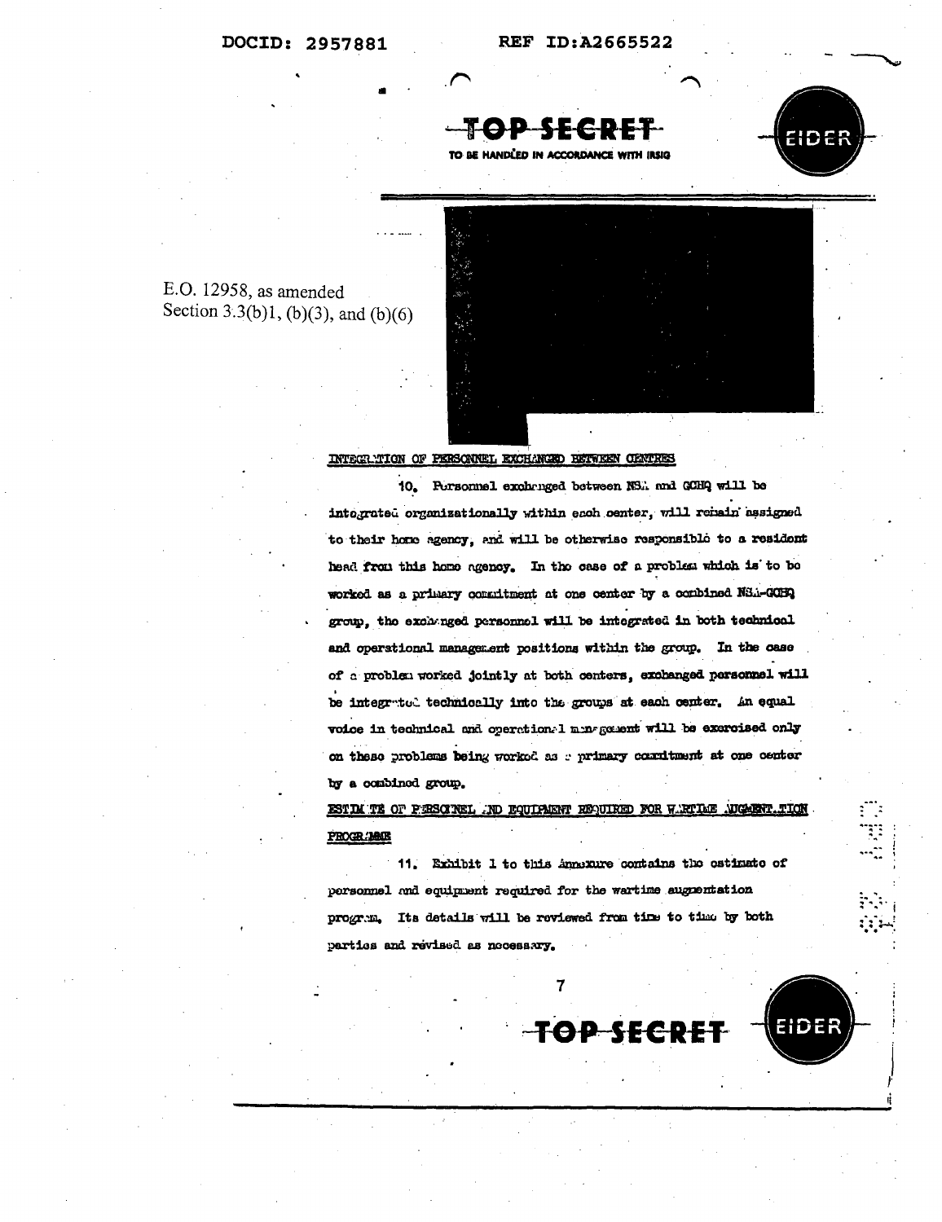TOP SECRET

TO BE HANDLED IN ACCORDANCE WITH IRSIG

EIDER

E.O. 12958, as amended
Section 3.3(b)1, (b)(3), and (b)(6)

INTEGRATION OF PERSONNEL EXCHANGED BETWEEN CENTRES

10. Personnel exchanged between NSA and GCHQ will be integrated organizationally within each center, will remain assigned to their home agency, and will be otherwise responsible to a resident head from this home agency. In the case of a problem which is to be worked as a primary commitment at one center by a combined NSA-GCHQ group, the exchanged personnel will be integrated in both technical and operational management positions within the group. In the case of a problem worked jointly at both centers, exchanged personnel will be integrated technically into the groups at each center. An equal voice in technical and operational management will be exercised only on these problems being worked as a primary commitment at one center by a combined group.

ESTIMATE OF PERSONNEL AND EQUIPMENT REQUIRED FOR WARTIME AUGMENTATION PROGRAMS

11. Exhibit 1 to this Annexure contains the estimate of personnel and equipment required for the wartime augmentation program. Its details will be reviewed from time to time by both parties and revised as necessary.

TOP SECRET

EIDER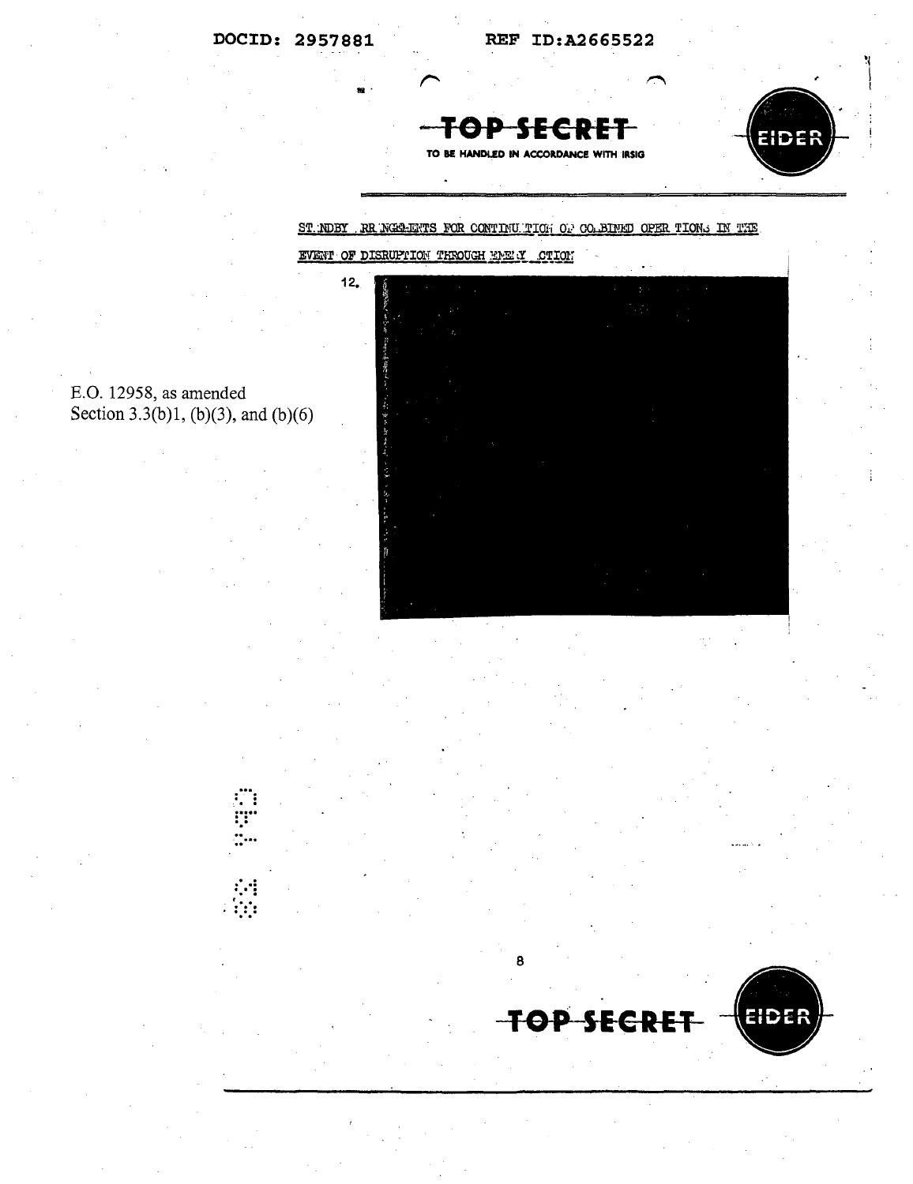**TOP SECRET**

TO BE HANDLED IN ACCORDANCE WITH IRSIG

EIDER

STANDBY ARRANGEMENTS FOR CONTINUATION OF COMBINED OPERATIONS IN THE EVENT OF DISRUPTION THROUGH ENEMY ACTION

12.

E.O. 12958, as amended
Section 3.3(b)1, (b)(3), and (b)(6)

**TOP SECRET**

EIDER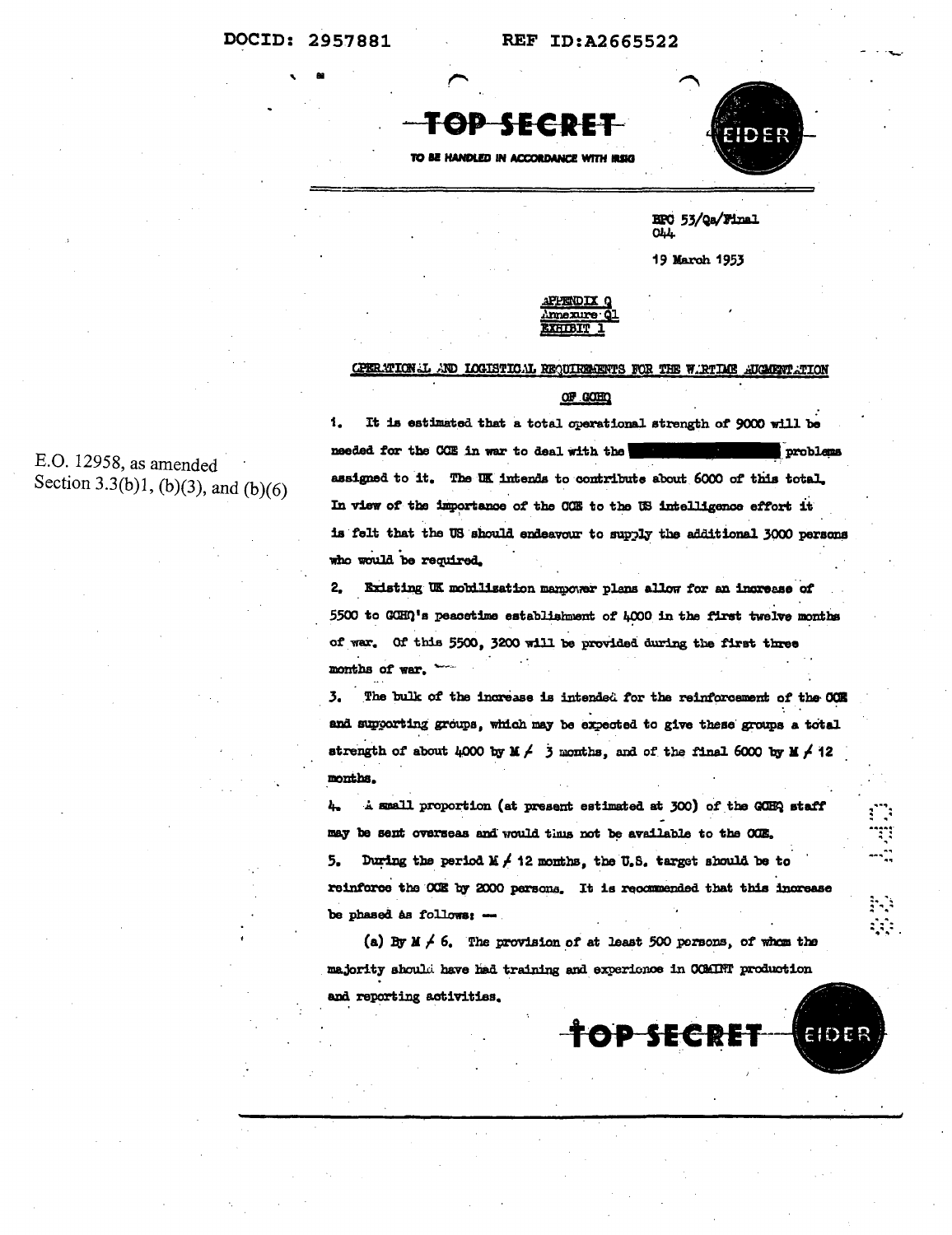TOP SECRET

TO BE HANDLED IN ACCORDANCE WITH IRSIG

EIDER

BPC 53/Qa/Final
044

19 March 1953

APPENDIX Q
Annexure Q1
EXHIBIT 1

OPERATIONAL AND LOGISTICAL REQUIREMENTS FOR THE WARTIME AUGMENTATION OF GCHQ

1. It is estimated that a total operational strength of 9000 will be needed for the OCE in war to deal with the [REDACTED] problems assigned to it. The UK intends to contribute about 6000 of this total. In view of the importance of the OCE to the US intelligence effort it is felt that the US should endeavour to supply the additional 3000 persons who would be required.

E.O. 12958, as amended
Section 3.3(b)1, (b)(3), and (b)(6)

2. Existing UK mobilisation manpower plans allow for an increase of 5500 to GCHQ's peacetime establishment of 4000 in the first twelve months of war. Of this 5500, 3200 will be provided during the first three months of war.

3. The bulk of the increase is intended for the reinforcement of the OCE and supporting groups, which may be expected to give these groups a total strength of about 4000 by M + 3 months, and of the final 6000 by M + 12 months.

4. A small proportion (at present estimated at 300) of the GCHQ staff may be sent overseas and would thus not be available to the OCE.

5. During the period M + 12 months, the U.S. target should be to reinforce the OCE by 2000 persons. It is recommended that this increase be phased as follows: —

(a) By M + 6. The provision of at least 500 persons, of whom the majority should have had training and experience in COMINT production and reporting activities.

TOP SECRET EIDER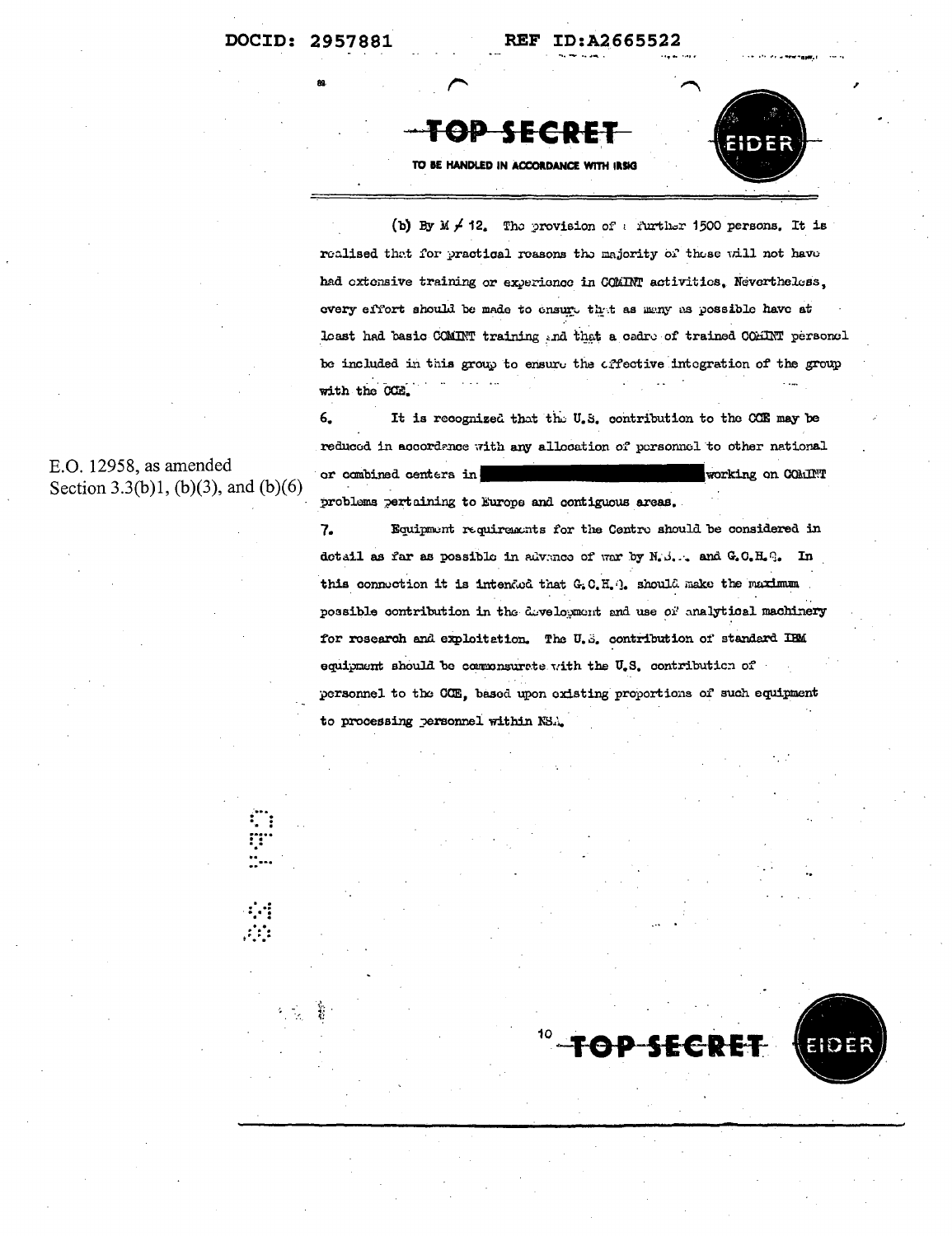TOP SECRET

TO BE HANDLED IN ACCORDANCE WITH IRSIG

EIDER

(b) By M ≠ 12. The provision of a further 1500 persons. It is realised that for practical reasons the majority of these will not have had extensive training or experience in COMINT activities. Nevertheless, every effort should be made to ensure that as many as possible have at least had basic COMINT training and that a cadre of trained COMINT personnel be included in this group to ensure the effective integration of the group with the CCE.

6. It is recognized that the U.S. contribution to the CCE may be reduced in accordance with any allocation of personnel to other national or combined centers in ███████████████ working on COMINT problems pertaining to Europe and contiguous areas.

E.O. 12958, as amended
Section 3.3(b)1, (b)(3), and (b)(6)

7. Equipment requirements for the Centre should be considered in detail as far as possible in advance of war by N.S.A. and G.C.H.Q. In this connection it is intended that G.C.H.Q. should make the maximum possible contribution in the development and use of analytical machinery for research and exploitation. The U.S. contribution of standard IBM equipment should be commensurate with the U.S. contribution of personnel to the CCE, based upon existing proportions of such equipment to processing personnel within NSA.

TOP SECRET

EIDER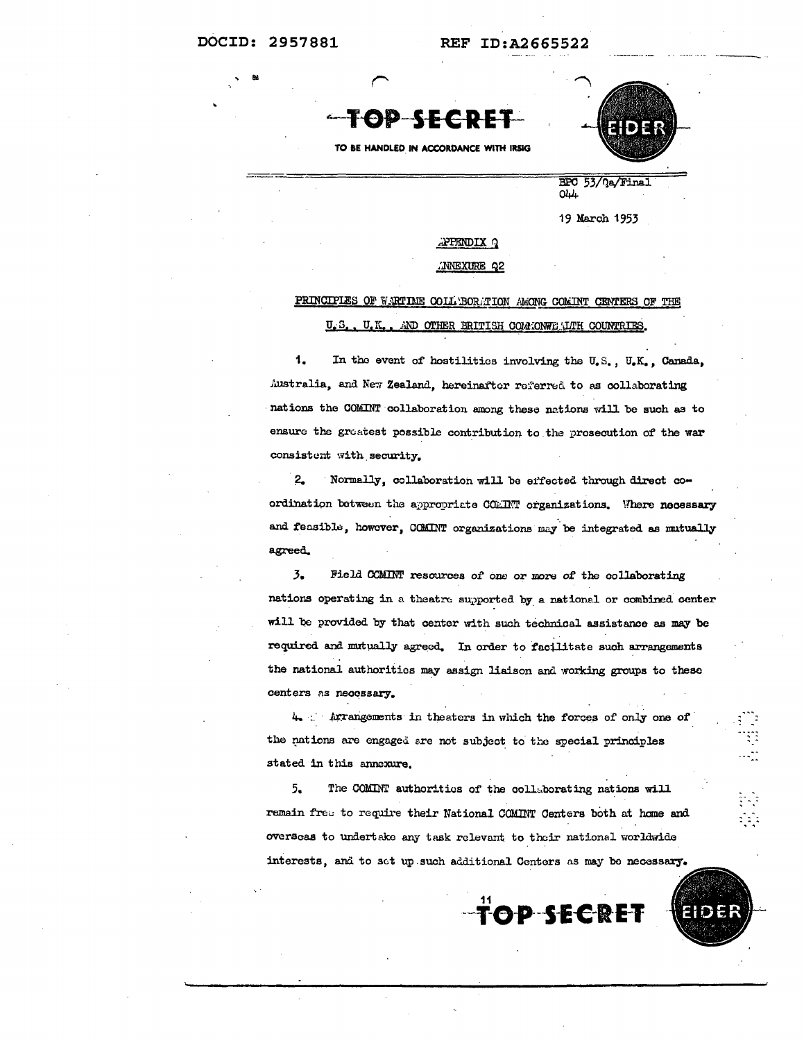DOCID: 2957881 REF ID:A2665522

TOP SECRET

TO BE HANDLED IN ACCORDANCE WITH IRSIG

EIDER

BPC 53/Qa/Final
044

19 March 1953

APPENDIX Q

ANNEXURE Q2

PRINCIPLES OF WARTIME COLLABORATION AMONG COMINT CENTERS OF THE U.S., U.K., AND OTHER BRITISH COMMONWEALTH COUNTRIES.

1. In the event of hostilities involving the U.S., U.K., Canada, Australia, and New Zealand, hereinafter referred to as collaborating nations the COMINT collaboration among these nations will be such as to ensure the greatest possible contribution to the prosecution of the war consistent with security.

2. Normally, collaboration will be effected through direct co-ordination between the appropriate COMINT organizations. Where necessary and feasible, however, COMINT organizations may be integrated as mutually agreed.

3. Field COMINT resources of one or more of the collaborating nations operating in a theatre supported by a national or combined center will be provided by that center with such technical assistance as may be required and mutually agreed. In order to facilitate such arrangements the national authorities may assign liaison and working groups to these centers as necessary.

4. Arrangements in theaters in which the forces of only one of the nations are engaged are not subject to the special principles stated in this annexure.

5. The COMINT authorities of the collaborating nations will remain free to require their National COMINT Centers both at home and overseas to undertake any task relevant to their national worldwide interests, and to set up such additional Centers as may be necessary.

TOP SECRET

EIDER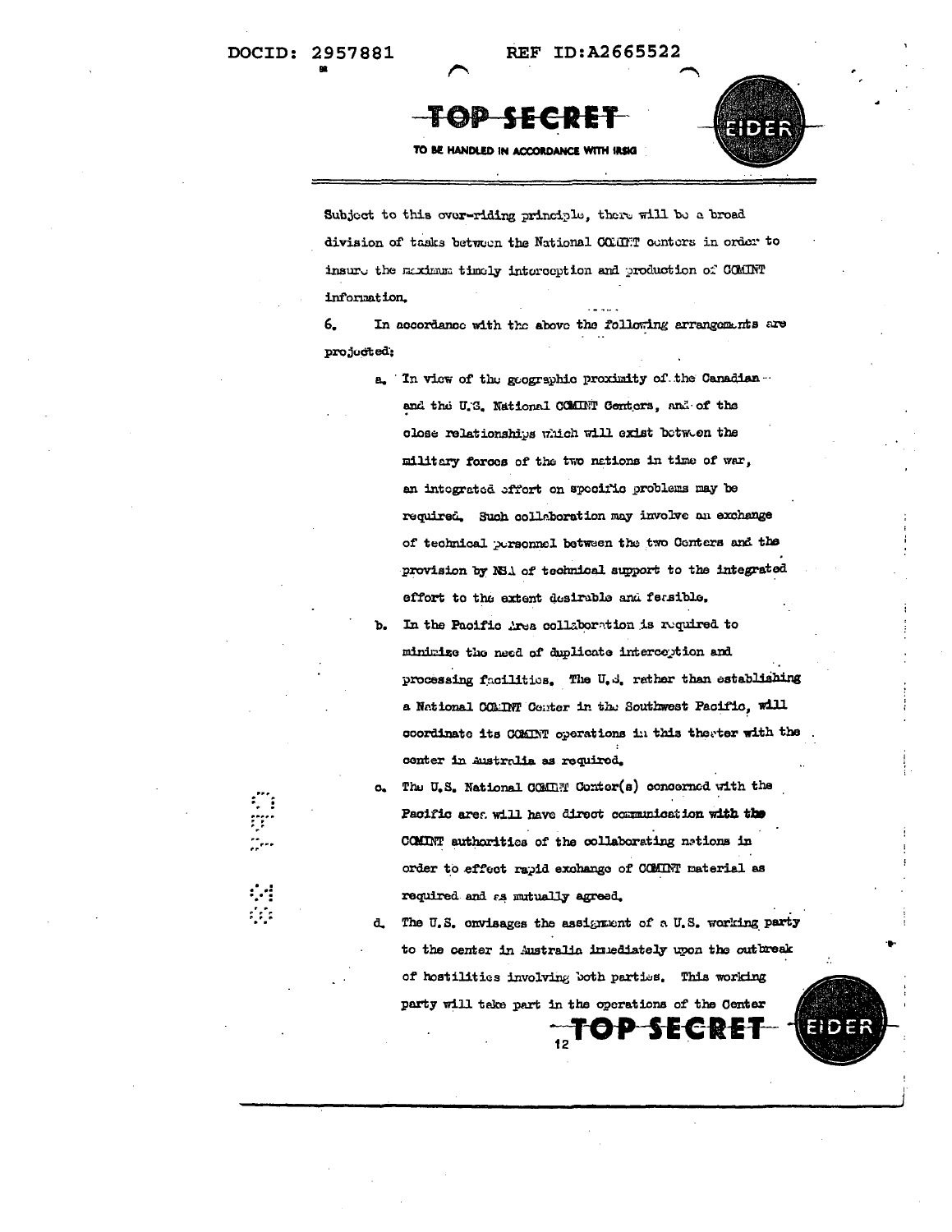Subject to this over-riding principle, there will be a broad division of tasks between the National COMINT centers in order to insure the maximum timely interception and production of COMINT information.

6. In accordance with the above the following arrangements are projected:

a. In view of the geographic proximity of the Canadian and the U.S. National COMINT Centers, and of the close relationships which will exist between the military forces of the two nations in time of war, an integrated effort on specific problems may be required. Such collaboration may involve an exchange of technical personnel between the two Centers and the provision by NSA of technical support to the integrated effort to the extent desirable and feasible.

b. In the Pacific Area collaboration is required to minimize the need of duplicate interception and processing facilities. The U.S. rather than establishing a National COMINT Center in the Southwest Pacific, will coordinate its COMINT operations in this theater with the center in Australia as required.

c. The U.S. National COMINT Center(s) concerned with the Pacific area will have direct communication with the COMINT authorities of the collaborating nations in order to effect rapid exchange of COMINT material as required and as mutually agreed.

d. The U.S. envisages the assignment of a U.S. working party to the center in Australia immediately upon the outbreak of hostilities involving both parties. This working party will take part in the operations of the Center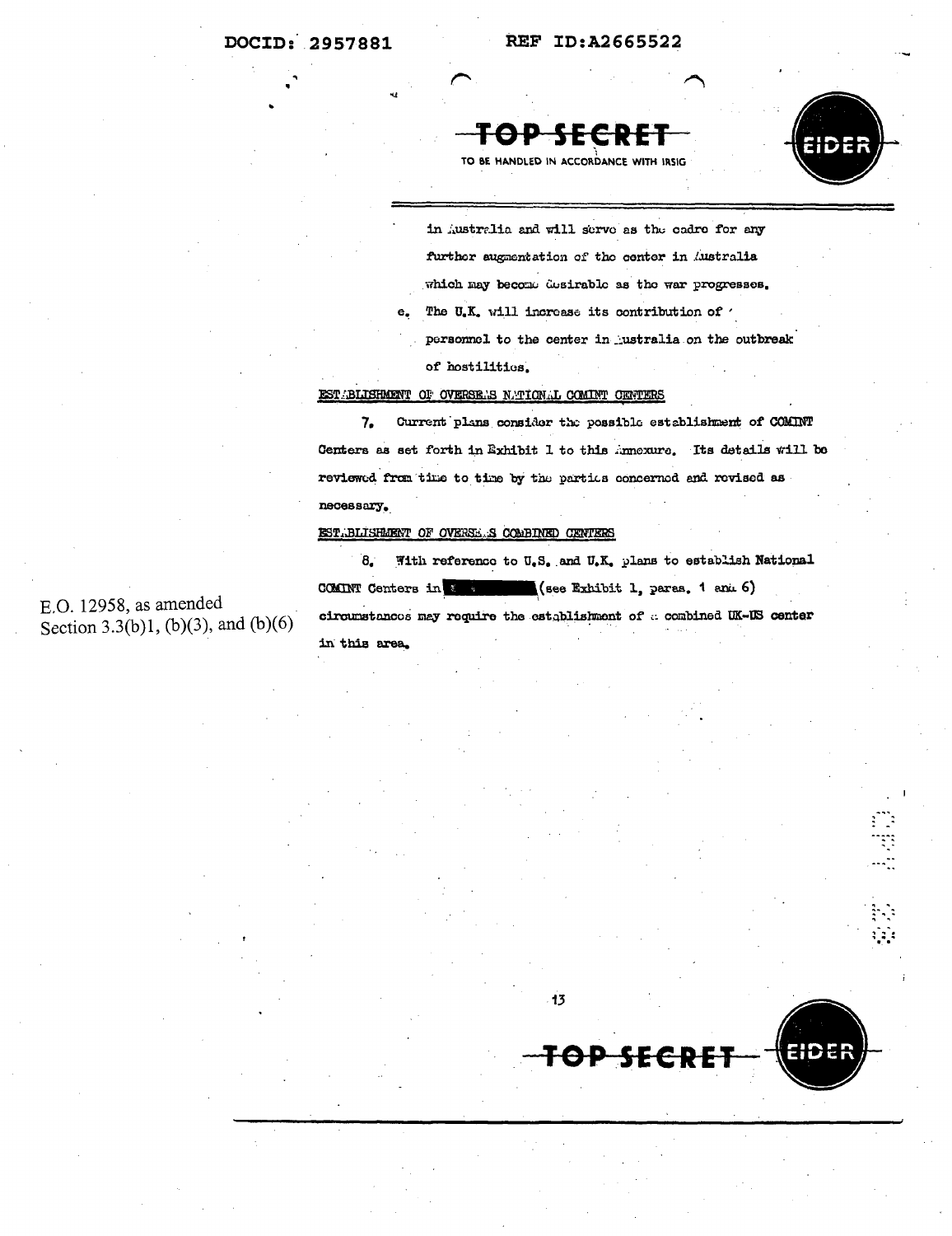TOP SECRET

TO BE HANDLED IN ACCORDANCE WITH IRSIG

EIDER

in Australia and will serve as the cadre for any further augmentation of the center in Australia which may become desirable as the war progresses.

e. The U.K. will increase its contribution of personnel to the center in Australia on the outbreak of hostilities.

ESTABLISHMENT OF OVERSEAS NATIONAL COMINT CENTERS

7. Current plans consider the possible establishment of COMINT Centers as set forth in Exhibit 1 to this Annexure. Its details will be reviewed from time to time by the parties concerned and revised as necessary.

ESTABLISHMENT OF OVERSEAS COMBINED CENTERS

8. With reference to U.S. and U.K. plans to establish National COMINT Centers in [REDACTED] (see Exhibit 1, paras. 1 and 6) circumstances may require the establishment of a combined UK-US center in this area.

E.O. 12958, as amended
Section 3.3(b)1, (b)(3), and (b)(6)

TOP SECRET EIDER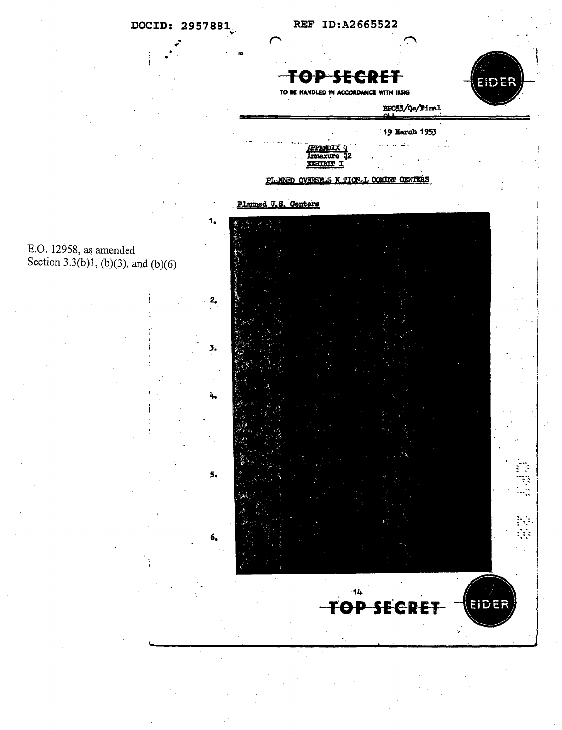DOCID: 2957881 REF ID:A2665522

~~TOP SECRET~~ EIDER

TO BE HANDLED IN ACCORDANCE WITH IRSIG

BPC53/Qa/Final

19 March 1953

APPENDIX Q
Annexure Q2
EXHIBIT I

PLANNED OVERSEAS NATIONAL COMINT CENTERS

Planned U.S. Centers

E.O. 12958, as amended
Section 3.3(b)1, (b)(3), and (b)(6)

1.

2.

3.

4.

5.

6.

~~TOP SECRET~~ EIDER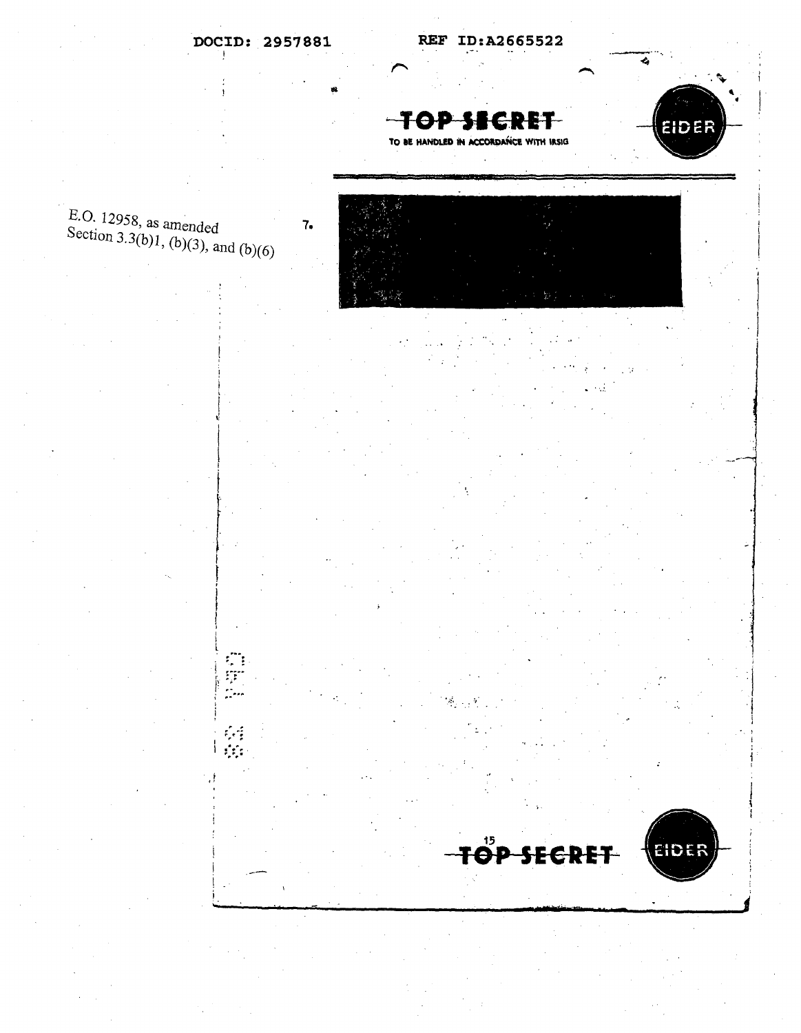DOCID: 2957881 REF ID:A2665522

**TOP SECRET** EIDER

TO BE HANDLED IN ACCORDANCE WITH IRSIG

E.O. 12958, as amended
Section 3.3(b)1, (b)(3), and (b)(6)

7.

**TOP SECRET** EIDER